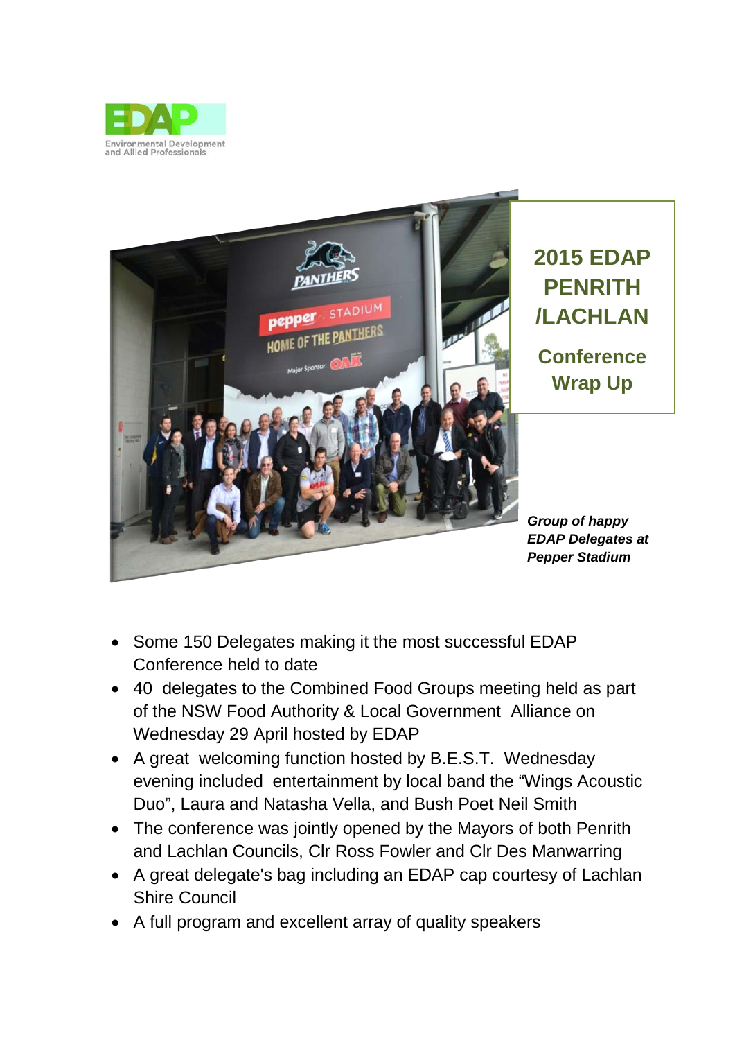EDAP
Environmental Development and Allied Professionals

# 2015 EDAP PENRITH /LACHLAN

## Conference Wrap Up

***Group of happy EDAP Delegates at Pepper Stadium***

- Some 150 Delegates making it the most successful EDAP Conference held to date
- 40 delegates to the Combined Food Groups meeting held as part of the NSW Food Authority & Local Government Alliance on Wednesday 29 April hosted by EDAP
- A great welcoming function hosted by B.E.S.T. Wednesday evening included entertainment by local band the "Wings Acoustic Duo", Laura and Natasha Vella, and Bush Poet Neil Smith
- The conference was jointly opened by the Mayors of both Penrith and Lachlan Councils, Clr Ross Fowler and Clr Des Manwarring
- A great delegate's bag including an EDAP cap courtesy of Lachlan Shire Council
- A full program and excellent array of quality speakers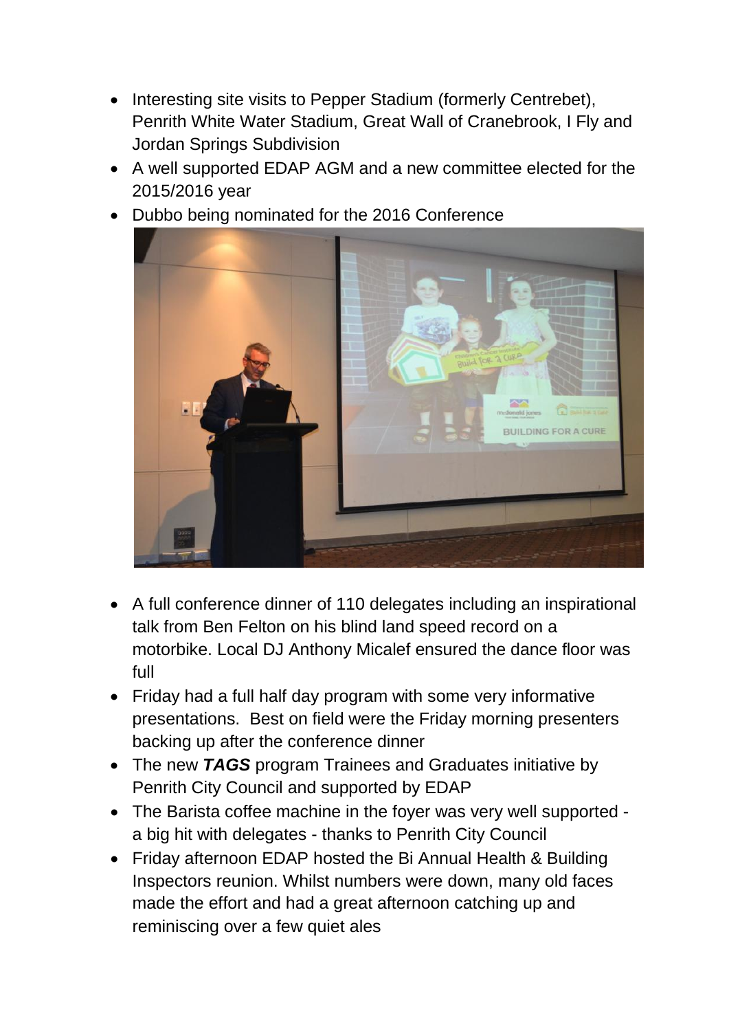- Interesting site visits to Pepper Stadium (formerly Centrebet), Penrith White Water Stadium, Great Wall of Cranebrook, I Fly and Jordan Springs Subdivision
- A well supported EDAP AGM and a new committee elected for the 2015/2016 year
- Dubbo being nominated for the 2016 Conference
- A full conference dinner of 110 delegates including an inspirational talk from Ben Felton on his blind land speed record on a motorbike. Local DJ Anthony Micalef ensured the dance floor was full
- Friday had a full half day program with some very informative presentations.  Best on field were the Friday morning presenters backing up after the conference dinner
- The new ***TAGS*** program Trainees and Graduates initiative by Penrith City Council and supported by EDAP
- The Barista coffee machine in the foyer was very well supported - a big hit with delegates - thanks to Penrith City Council
- Friday afternoon EDAP hosted the Bi Annual Health & Building Inspectors reunion. Whilst numbers were down, many old faces made the effort and had a great afternoon catching up and reminiscing over a few quiet ales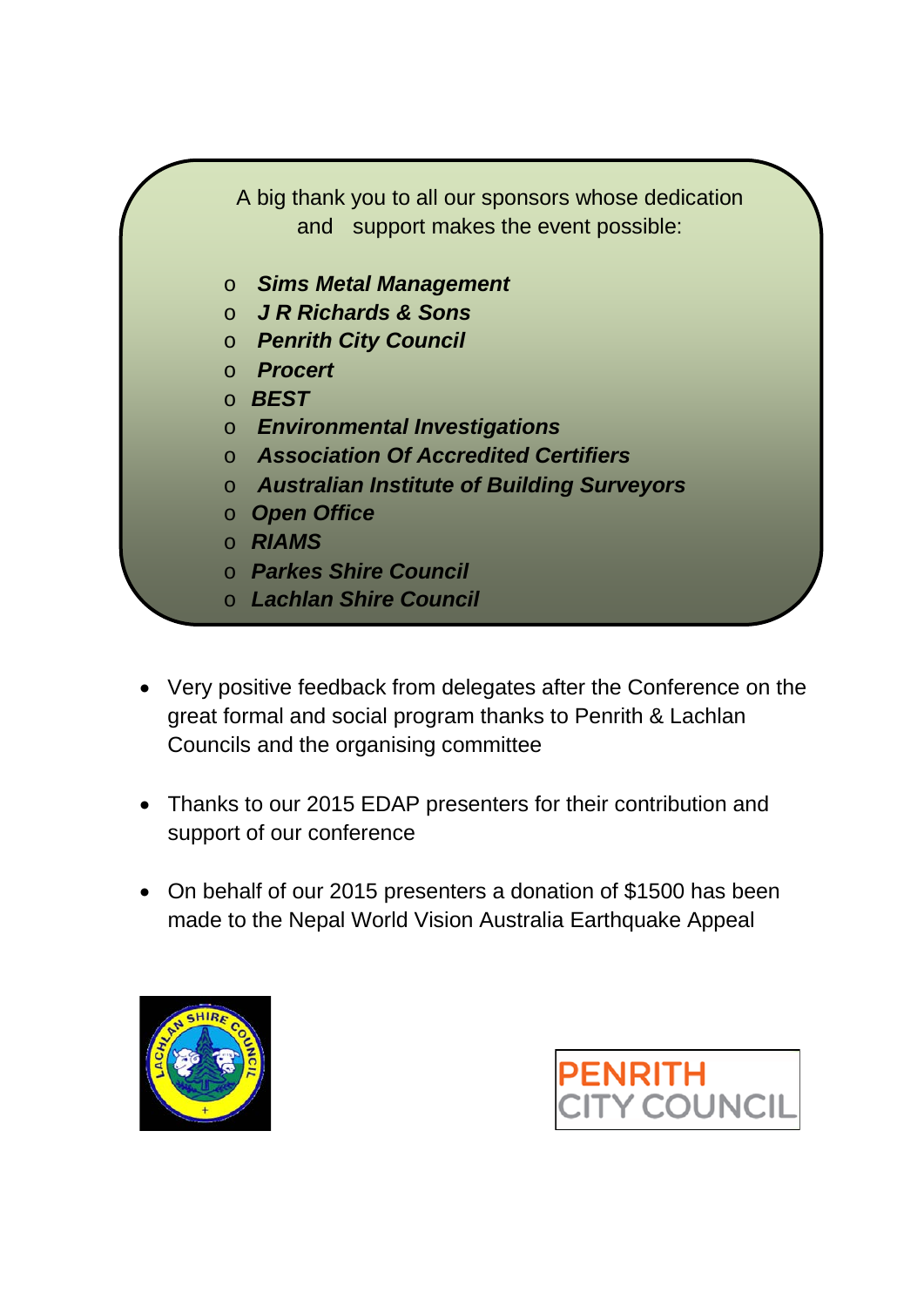A big thank you to all our sponsors whose dedication and support makes the event possible:

- ***Sims Metal Management***
- ***J R Richards & Sons***
- ***Penrith City Council***
- ***Procert***
- ***BEST***
- ***Environmental Investigations***
- ***Association Of Accredited Certifiers***
- ***Australian Institute of Building Surveyors***
- ***Open Office***
- ***RIAMS***
- ***Parkes Shire Council***
- ***Lachlan Shire Council***

- Very positive feedback from delegates after the Conference on the great formal and social program thanks to Penrith & Lachlan Councils and the organising committee

- Thanks to our 2015 EDAP presenters for their contribution and support of our conference

- On behalf of our 2015 presenters a donation of $1500 has been made to the Nepal World Vision Australia Earthquake Appeal